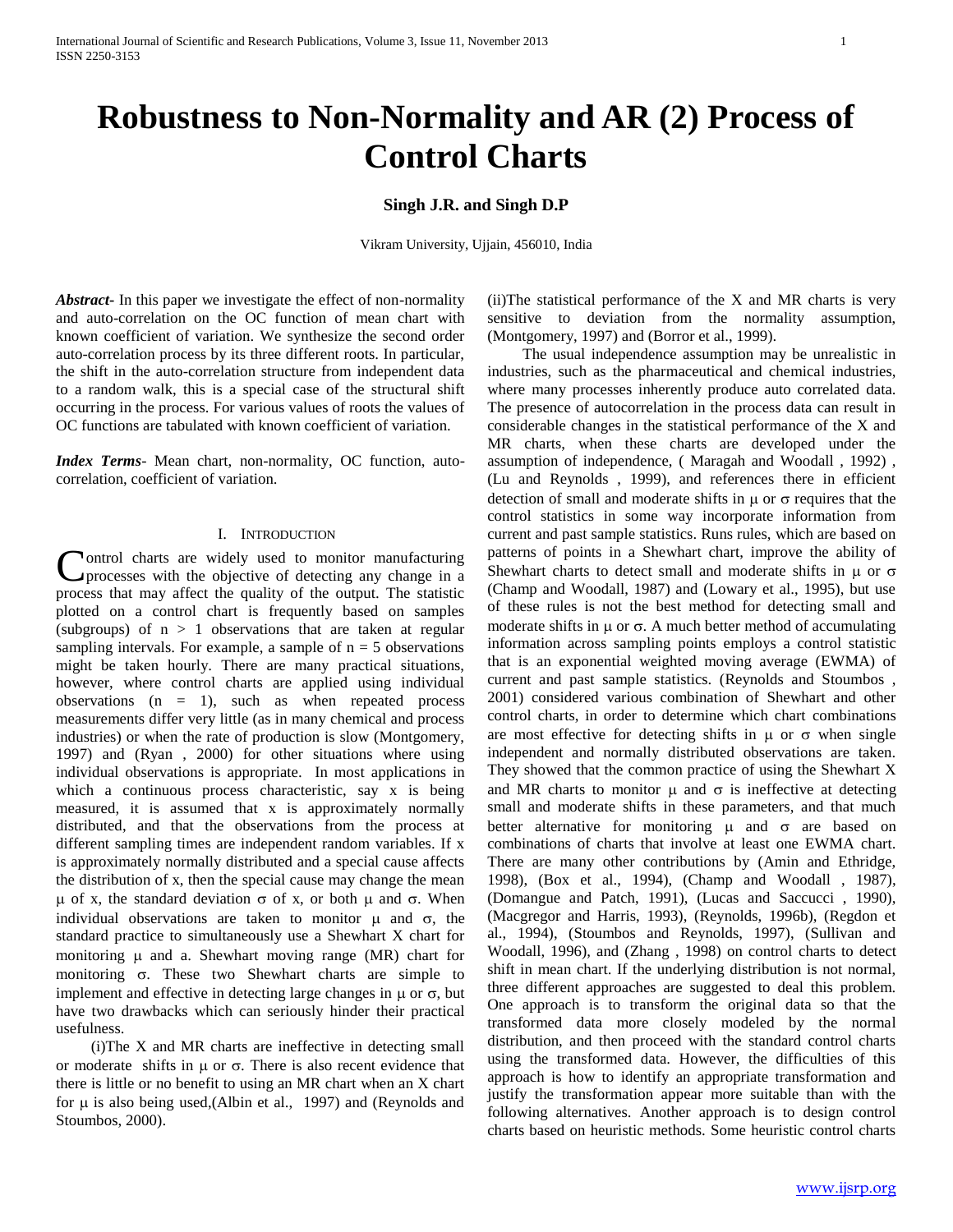# Robustness to Non-Normality and AR (2) Process of Control Charts

**Singh J.R. and Singh D.P**

Vikram University, Ujjain, 456010, India

***Abstract-*** In this paper we investigate the effect of non-normality and auto-correlation on the OC function of mean chart with known coefficient of variation. We synthesize the second order auto-correlation process by its three different roots. In particular, the shift in the auto-correlation structure from independent data to a random walk, this is a special case of the structural shift occurring in the process. For various values of roots the values of OC functions are tabulated with known coefficient of variation.

***Index Terms*-** Mean chart, non-normality, OC function, auto-correlation, coefficient of variation.

## I. Introduction

Control charts are widely used to monitor manufacturing processes with the objective of detecting any change in a process that may affect the quality of the output. The statistic plotted on a control chart is frequently based on samples (subgroups) of $n > 1$ observations that are taken at regular sampling intervals. For example, a sample of $n = 5$ observations might be taken hourly. There are many practical situations, however, where control charts are applied using individual observations ($n = 1$), such as when repeated process measurements differ very little (as in many chemical and process industries) or when the rate of production is slow (Montgomery, 1997) and (Ryan , 2000) for other situations where using individual observations is appropriate. In most applications in which a continuous process characteristic, say x is being measured, it is assumed that x is approximately normally distributed, and that the observations from the process at different sampling times are independent random variables. If x is approximately normally distributed and a special cause affects the distribution of x, then the special cause may change the mean $\mu$ of x, the standard deviation $\sigma$ of x, or both $\mu$ and $\sigma$. When individual observations are taken to monitor $\mu$ and $\sigma$, the standard practice to simultaneously use a Shewhart X chart for monitoring $\mu$ and a. Shewhart moving range (MR) chart for monitoring $\sigma$. These two Shewhart charts are simple to implement and effective in detecting large changes in $\mu$ or $\sigma$, but have two drawbacks which can seriously hinder their practical usefulness.

(i)The X and MR charts are ineffective in detecting small or moderate shifts in $\mu$ or $\sigma$. There is also recent evidence that there is little or no benefit to using an MR chart when an X chart for $\mu$ is also being used,(Albin et al., 1997) and (Reynolds and Stoumbos, 2000).

(ii)The statistical performance of the X and MR charts is very sensitive to deviation from the normality assumption, (Montgomery, 1997) and (Borror et al., 1999).

The usual independence assumption may be unrealistic in industries, such as the pharmaceutical and chemical industries, where many processes inherently produce auto correlated data. The presence of autocorrelation in the process data can result in considerable changes in the statistical performance of the X and MR charts, when these charts are developed under the assumption of independence, ( Maragah and Woodall , 1992) , (Lu and Reynolds , 1999), and references there in efficient detection of small and moderate shifts in $\mu$ or $\sigma$ requires that the control statistics in some way incorporate information from current and past sample statistics. Runs rules, which are based on patterns of points in a Shewhart chart, improve the ability of Shewhart charts to detect small and moderate shifts in $\mu$ or $\sigma$ (Champ and Woodall, 1987) and (Lowary et al., 1995), but use of these rules is not the best method for detecting small and moderate shifts in $\mu$ or $\sigma$. A much better method of accumulating information across sampling points employs a control statistic that is an exponential weighted moving average (EWMA) of current and past sample statistics. (Reynolds and Stoumbos , 2001) considered various combination of Shewhart and other control charts, in order to determine which chart combinations are most effective for detecting shifts in $\mu$ or $\sigma$ when single independent and normally distributed observations are taken. They showed that the common practice of using the Shewhart X and MR charts to monitor $\mu$ and $\sigma$ is ineffective at detecting small and moderate shifts in these parameters, and that much better alternative for monitoring $\mu$ and $\sigma$ are based on combinations of charts that involve at least one EWMA chart. There are many other contributions by (Amin and Ethridge, 1998), (Box et al., 1994), (Champ and Woodall , 1987), (Domangue and Patch, 1991), (Lucas and Saccucci , 1990), (Macgregor and Harris, 1993), (Reynolds, 1996b), (Regdon et al., 1994), (Stoumbos and Reynolds, 1997), (Sullivan and Woodall, 1996), and (Zhang , 1998) on control charts to detect shift in mean chart. If the underlying distribution is not normal, three different approaches are suggested to deal this problem. One approach is to transform the original data so that the transformed data more closely modeled by the normal distribution, and then proceed with the standard control charts using the transformed data. However, the difficulties of this approach is how to identify an appropriate transformation and justify the transformation appear more suitable than with the following alternatives. Another approach is to design control charts based on heuristic methods. Some heuristic control charts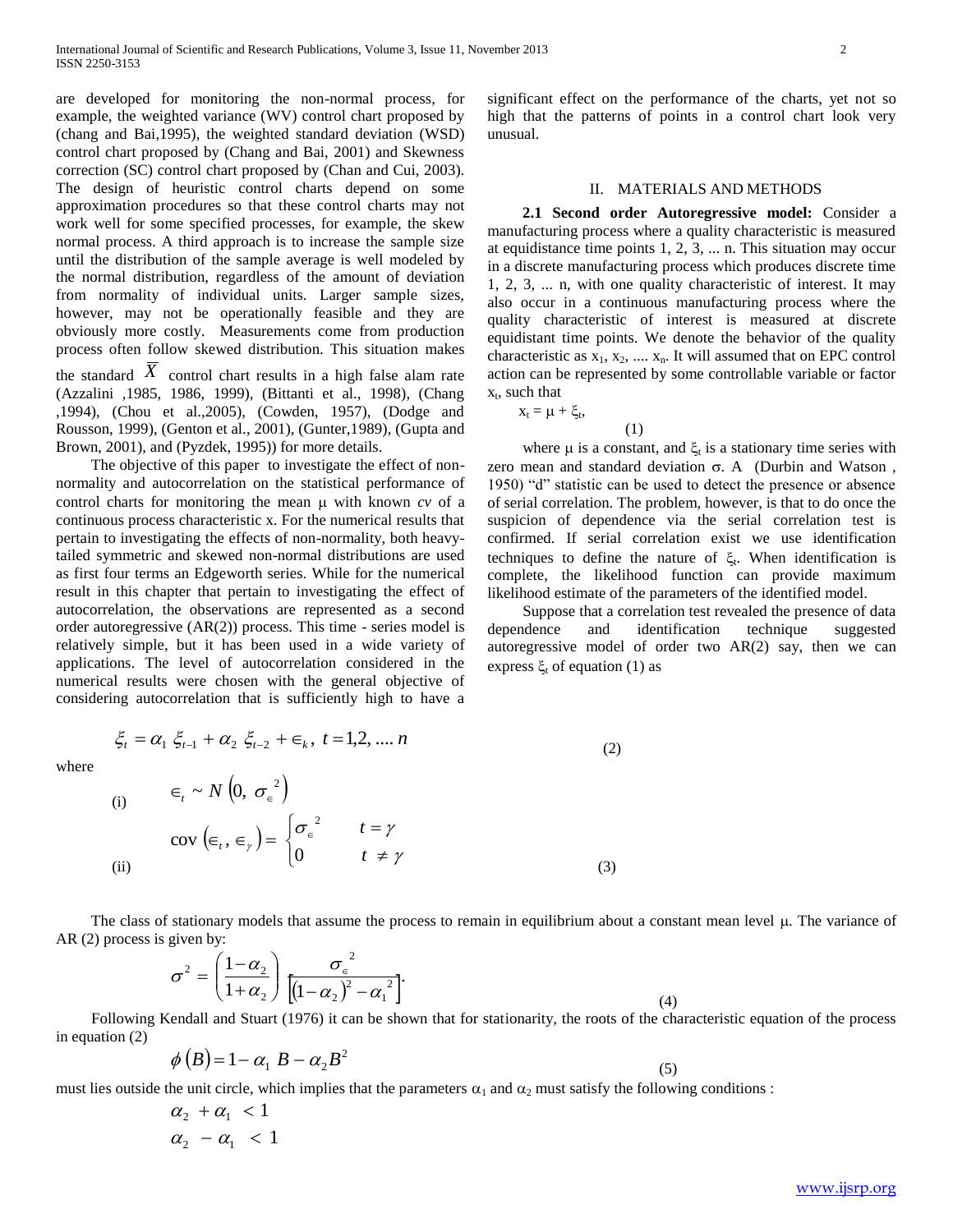are developed for monitoring the non-normal process, for example, the weighted variance (WV) control chart proposed by (chang and Bai,1995), the weighted standard deviation (WSD) control chart proposed by (Chang and Bai, 2001) and Skewness correction (SC) control chart proposed by (Chan and Cui, 2003). The design of heuristic control charts depend on some approximation procedures so that these control charts may not work well for some specified processes, for example, the skew normal process. A third approach is to increase the sample size until the distribution of the sample average is well modeled by the normal distribution, regardless of the amount of deviation from normality of individual units. Larger sample sizes, however, may not be operationally feasible and they are obviously more costly. Measurements come from production process often follow skewed distribution. This situation makes the standard $\overline{X}$ control chart results in a high false alam rate (Azzalini ,1985, 1986, 1999), (Bittanti et al., 1998), (Chang ,1994), (Chou et al.,2005), (Cowden, 1957), (Dodge and Rousson, 1999), (Genton et al., 2001), (Gunter,1989), (Gupta and Brown, 2001), and (Pyzdek, 1995)) for more details.

The objective of this paper to investigate the effect of non-normality and autocorrelation on the statistical performance of control charts for monitoring the mean μ with known *cv* of a continuous process characteristic x. For the numerical results that pertain to investigating the effects of non-normality, both heavy-tailed symmetric and skewed non-normal distributions are used as first four terms an Edgeworth series. While for the numerical result in this chapter that pertain to investigating the effect of autocorrelation, the observations are represented as a second order autoregressive (AR(2)) process. This time - series model is relatively simple, but it has been used in a wide variety of applications. The level of autocorrelation considered in the numerical results were chosen with the general objective of considering autocorrelation that is sufficiently high to have a significant effect on the performance of the charts, yet not so high that the patterns of points in a control chart look very unusual.

## II. MATERIALS AND METHODS

**2.1 Second order Autoregressive model:** Consider a manufacturing process where a quality characteristic is measured at equidistance time points 1, 2, 3, ... n. This situation may occur in a discrete manufacturing process which produces discrete time 1, 2, 3, ... n, with one quality characteristic of interest. It may also occur in a continuous manufacturing process where the quality characteristic of interest is measured at discrete equidistant time points. We denote the behavior of the quality characteristic as $x_1, x_2, .... x_n$. It will assumed that on EPC control action can be represented by some controllable variable or factor $x_t$, such that

$$x_t = \mu + \xi_t, \tag{1}$$

where μ is a constant, and $\xi_t$ is a stationary time series with zero mean and standard deviation σ. A (Durbin and Watson , 1950) "d" statistic can be used to detect the presence or absence of serial correlation. The problem, however, is that to do once the suspicion of dependence via the serial correlation test is confirmed. If serial correlation exist we use identification techniques to define the nature of $\xi_t$. When identification is complete, the likelihood function can provide maximum likelihood estimate of the parameters of the identified model.

Suppose that a correlation test revealed the presence of data dependence and identification technique suggested autoregressive model of order two AR(2) say, then we can express $\xi_t$ of equation (1) as

$$\xi_t = \alpha_1 \ \xi_{t-1} + \alpha_2 \ \xi_{t-2} + \in_k, \ t = 1,2, .... n \tag{2}$$

where

(i) $\in_t \sim N\left(0, \ \sigma_{\in}^{\ 2}\right)$

(ii) $\text{cov}\left(\in_t, \in_\gamma\right) = \begin{cases} \sigma_{\in}^{\ 2} & t = \gamma \\ 0 & t \neq \gamma \end{cases}$ (3)

The class of stationary models that assume the process to remain in equilibrium about a constant mean level μ. The variance of AR (2) process is given by:

$$\sigma^2 = \left(\frac{1-\alpha_2}{1+\alpha_2}\right) \frac{\sigma_{\in}^{\ 2}}{\left[(1-\alpha_2)^2 - \alpha_1^{\ 2}\right]}. \tag{4}$$

Following Kendall and Stuart (1976) it can be shown that for stationarity, the roots of the characteristic equation of the process in equation (2)

$$\phi\left(B\right) = 1 - \alpha_1 \ B - \alpha_2 B^2 \tag{5}$$

must lies outside the unit circle, which implies that the parameters $\alpha_1$ and $\alpha_2$ must satisfy the following conditions :

$$\alpha_2 + \alpha_1 < 1$$
$$\alpha_2 - \alpha_1 < 1$$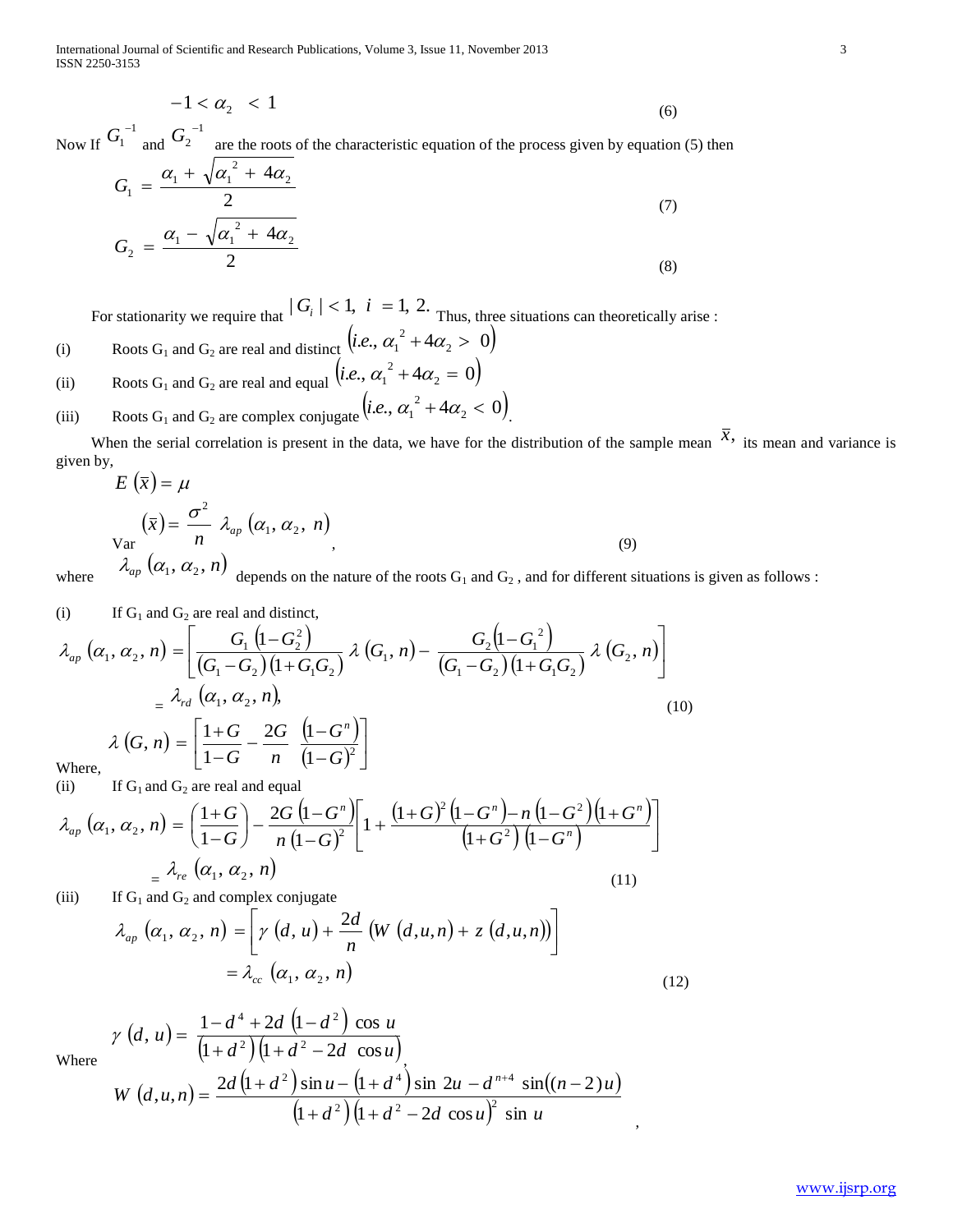$$-1 < \alpha_2 < 1 \tag{6}$$

Now If $G_1^{-1}$ and $G_2^{-1}$ are the roots of the characteristic equation of the process given by equation (5) then

$$G_1 = \frac{\alpha_1 + \sqrt{\alpha_1^{\ 2} + 4\alpha_2}}{2} \tag{7}$$

$$G_2 = \frac{\alpha_1 - \sqrt{\alpha_1^{\ 2} + 4\alpha_2}}{2} \tag{8}$$

For stationarity we require that $|G_i| < 1, \ i = 1, 2.$ Thus, three situations can theoretically arise :

(i) Roots $G_1$ and $G_2$ are real and distinct $\left(i.e., \ \alpha_1^{\ 2} + 4\alpha_2 > 0\right)$

(ii) Roots $G_1$ and $G_2$ are real and equal $\left(i.e., \ \alpha_1^{\ 2} + 4\alpha_2 = 0\right)$

(iii) Roots $G_1$ and $G_2$ are complex conjugate $\left(i.e., \ \alpha_1^{\ 2} + 4\alpha_2 < 0\right)$.

When the serial correlation is present in the data, we have for the distribution of the sample mean $\bar{x}$, its mean and variance is given by,

$$E(\bar{x}) = \mu$$

$$\text{Var}(\bar{x}) = \frac{\sigma^2}{n} \lambda_{ap}(\alpha_1, \alpha_2, n), \tag{9}$$

where $\lambda_{ap}(\alpha_1, \alpha_2, n)$ depends on the nature of the roots $G_1$ and $G_2$ , and for different situations is given as follows :

(i) If $G_1$ and $G_2$ are real and distinct,

$$\lambda_{ap}(\alpha_1, \alpha_2, n) = \left[\frac{G_1\left(1-G_2^2\right)}{(G_1 - G_2)(1+G_1G_2)} \lambda(G_1, n) - \frac{G_2\left(1-G_1^{\ 2}\right)}{(G_1 - G_2)(1+G_1G_2)} \lambda(G_2, n)\right]$$
$$= \lambda_{rd}(\alpha_1, \alpha_2, n), \tag{10}$$

Where,

$$\lambda(G, n) = \left[\frac{1+G}{1-G} - \frac{2G}{n} \frac{\left(1-G^n\right)}{(1-G)^2}\right]$$

(ii) If $G_1$ and $G_2$ are real and equal

$$\lambda_{ap}(\alpha_1, \alpha_2, n) = \left(\frac{1+G}{1-G}\right) - \frac{2G\left(1-G^n\right)}{n(1-G)^2}\left[1 + \frac{(1+G)^2\left(1-G^n\right) - n\left(1-G^2\right)\left(1+G^n\right)}{\left(1+G^2\right)\left(1-G^n\right)}\right]$$
$$= \lambda_{re}(\alpha_1, \alpha_2, n) \tag{11}$$

(iii) If $G_1$ and $G_2$ and complex conjugate

$$\lambda_{ap}(\alpha_1, \alpha_2, n) = \left[\gamma(d, u) + \frac{2d}{n}\left(W(d,u,n) + z(d,u,n)\right)\right]$$
$$= \lambda_{cc}(\alpha_1, \alpha_2, n) \tag{12}$$

Where

$$\gamma(d, u) = \frac{1-d^4 + 2d\left(1-d^2\right)\cos u}{\left(1+d^2\right)\left(1+d^2 - 2d \cos u\right)},$$

$$W(d,u,n) = \frac{2d\left(1+d^2\right)\sin u - \left(1+d^4\right)\sin 2u - d^{n+4}\sin((n-2)u)}{\left(1+d^2\right)\left(1+d^2 - 2d\cos u\right)^2 \sin u},$$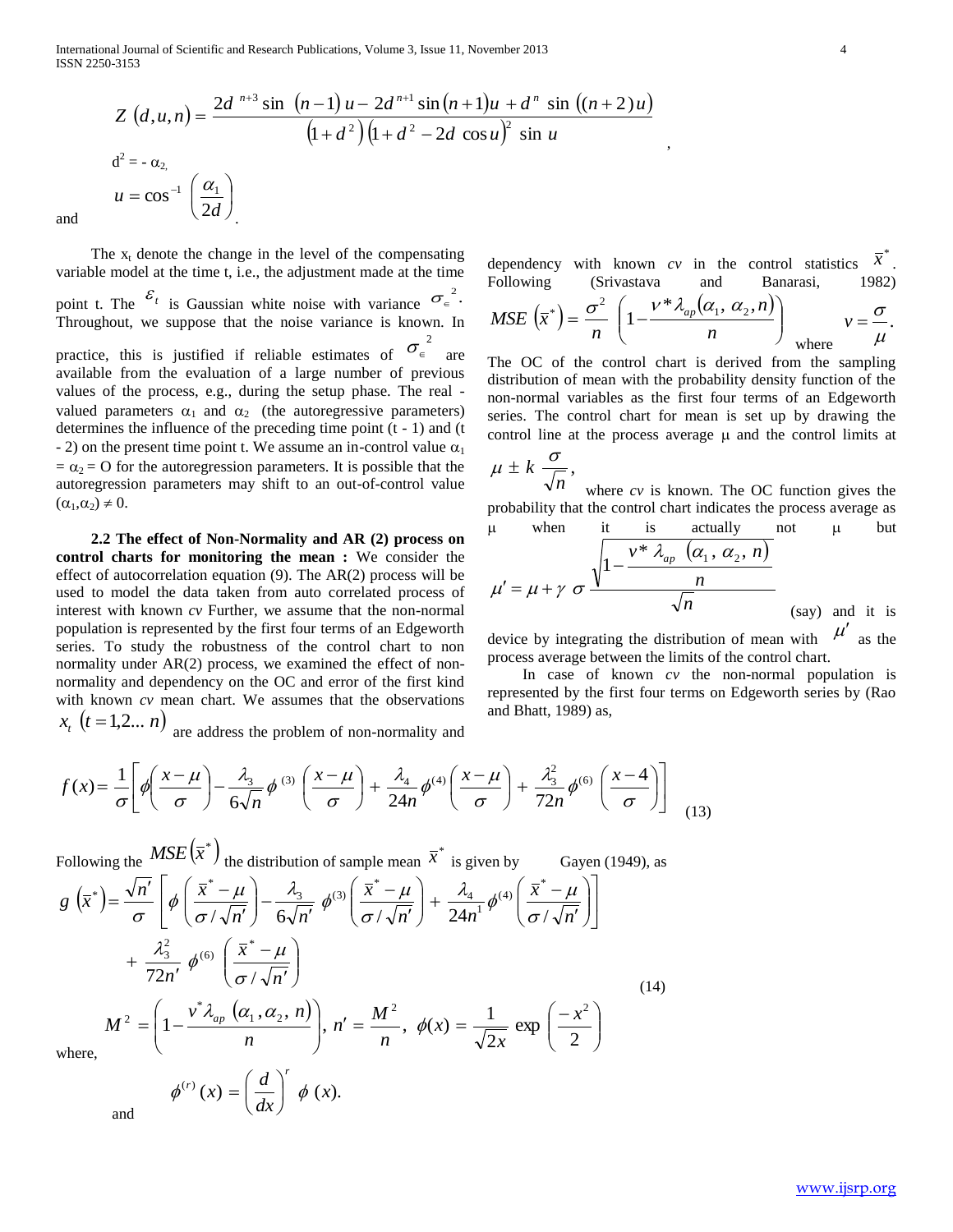$$Z\ (d,u,n) = \frac{2d^{\ n+3} \sin\ (n-1)\ u - 2d^{\ n+1} \sin(n+1)u + d^{\ n}\ \sin\ ((n+2)\ u)}{(1+d^{\ 2})\ (1+d^{\ 2} - 2d\ \cos u)^2\ \sin\ u},$$

$d^2 = -\ \alpha_2,$

and $u = \cos^{-1}\left(\frac{\alpha_1}{2d}\right).$

The $x_t$ denote the change in the level of the compensating variable model at the time t, i.e., the adjustment made at the time point t. The $\varepsilon_t$ is Gaussian white noise with variance $\sigma_{\epsilon}^{\ 2}$. Throughout, we suppose that the noise variance is known. In practice, this is justified if reliable estimates of $\sigma_{\epsilon}^{\ 2}$ are available from the evaluation of a large number of previous values of the process, e.g., during the setup phase. The real - valued parameters $\alpha_1$ and $\alpha_2$ (the autoregressive parameters) determines the influence of the preceding time point (t - 1) and (t - 2) on the present time point t. We assume an in-control value $\alpha_1 = \alpha_2 = O$ for the autoregression parameters. It is possible that the autoregression parameters may shift to an out-of-control value $(\alpha_1,\alpha_2) \neq 0$.

**2.2 The effect of Non-Normality and AR (2) process on control charts for monitoring the mean :** We consider the effect of autocorrelation equation (9). The AR(2) process will be used to model the data taken from auto correlated process of interest with known *cv* Further, we assume that the non-normal population is represented by the first four terms of an Edgeworth series. To study the robustness of the control chart to non normality under AR(2) process, we examined the effect of non-normality and dependency on the OC and error of the first kind with known *cv* mean chart. We assumes that the observations $x_t\ (t = 1,2...\ n)$ are address the problem of non-normality and dependency with known *cv* in the control statistics $\bar{x}^*$. Following (Srivastava and Banarasi, 1982) $MSE\ (\bar{x}^*) = \frac{\sigma^2}{n}\ \left(1 - \frac{v * \lambda_{ap}(\alpha_1,\ \alpha_2, n)}{n}\right)$ where $v = \frac{\sigma}{\mu}$.

The OC of the control chart is derived from the sampling distribution of mean with the probability density function of the non-normal variables as the first four terms of an Edgeworth series. The control chart for mean is set up by drawing the control line at the process average μ and the control limits at $\mu \pm k\ \frac{\sigma}{\sqrt{n}}$, where *cv* is known. The OC function gives the probability that the control chart indicates the process average as μ when it is actually not μ but $\mu' = \mu + \gamma\ \sigma \frac{\sqrt{1 - \frac{v * \lambda_{ap}\ (\alpha_1,\ \alpha_2,\ n)}{n}}}{\sqrt{n}}$ (say) and it is device by integrating the distribution of mean with $\mu'$ as the process average between the limits of the control chart.

In case of known *cv* the non-normal population is represented by the first four terms on Edgeworth series by (Rao and Bhatt, 1989) as,

$$f(x) = \frac{1}{\sigma}\left[\phi\left(\frac{x-\mu}{\sigma}\right) - \frac{\lambda_3}{6\sqrt{n}}\phi^{(3)}\left(\frac{x-\mu}{\sigma}\right) + \frac{\lambda_4}{24n}\phi^{(4)}\left(\frac{x-\mu}{\sigma}\right) + \frac{\lambda_3^2}{72n}\phi^{(6)}\left(\frac{x-4}{\sigma}\right)\right] \quad (13)$$

Following the $MSE(\bar{x}^*)$ the distribution of sample mean $\bar{x}^*$ is given by Gayen (1949), as

$$g\ (\bar{x}^*) = \frac{\sqrt{n'}}{\sigma}\left[\phi\left(\frac{\bar{x}^* - \mu}{\sigma/\sqrt{n'}}\right) - \frac{\lambda_3}{6\sqrt{n'}}\ \phi^{(3)}\left(\frac{\bar{x}^* - \mu}{\sigma/\sqrt{n'}}\right) + \frac{\lambda_4}{24n^1}\phi^{(4)}\left(\frac{\bar{x}^* - \mu}{\sigma/\sqrt{n'}}\right)\right] + \frac{\lambda_3^2}{72n'}\ \phi^{(6)}\ \left(\frac{\bar{x}^* - \mu}{\sigma/\sqrt{n'}}\right) \quad (14)$$

$$M^2 = \left(1 - \frac{v^*\lambda_{ap}\ (\alpha_1, \alpha_2,\ n)}{n}\right),\ n' = \frac{M^2}{n},\ \phi(x) = \frac{1}{\sqrt{2x}}\ \exp\ \left(\frac{-x^2}{2}\right)$$

where,

and $\phi^{(r)}\ (x) = \left(\frac{d}{dx}\right)^r\ \phi\ (x).$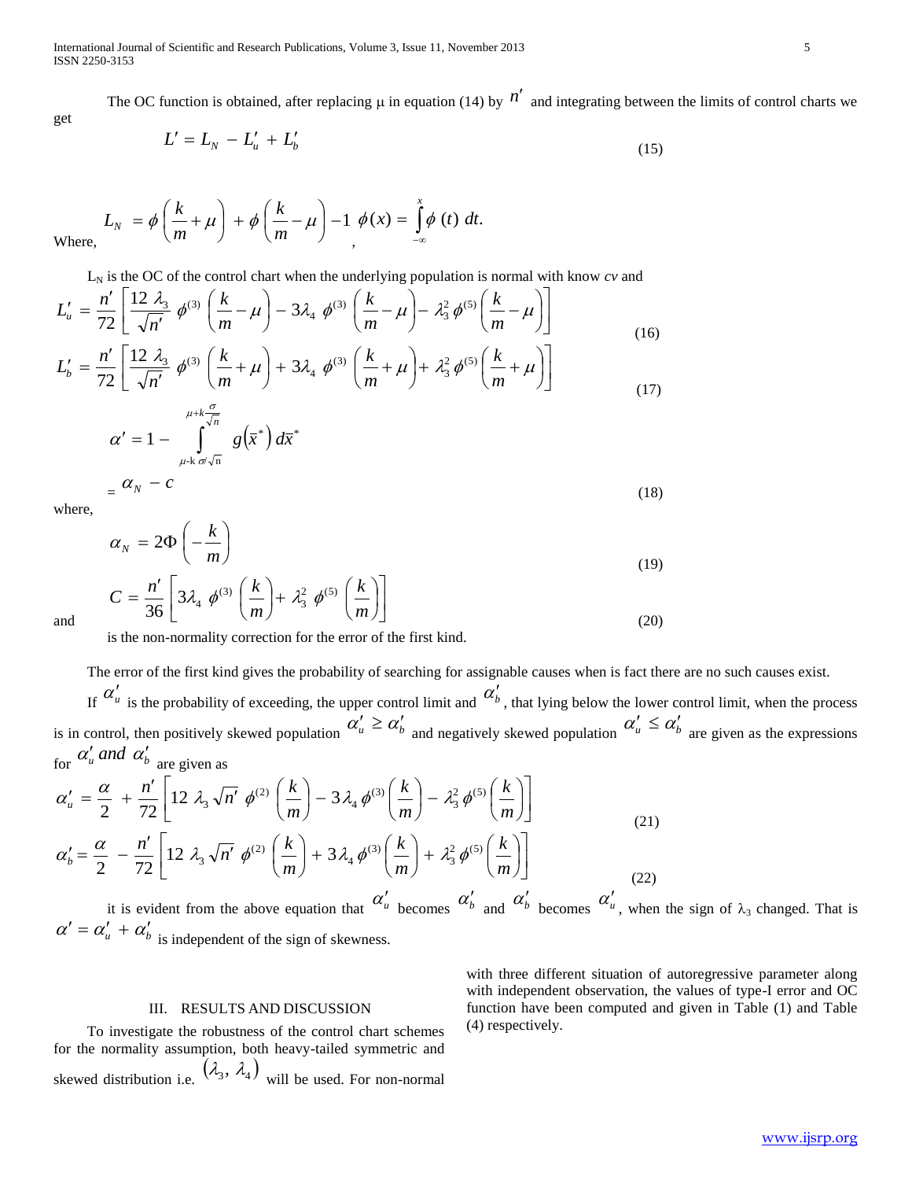The OC function is obtained, after replacing μ in equation (14) by $n'$ and integrating between the limits of control charts we get

$$L' = L_N - L_u' + L_b' \tag{15}$$

Where,

$$L_N = \phi\left(\frac{k}{m} + \mu\right) + \phi\left(\frac{k}{m} - \mu\right) - 1, \quad \phi(x) = \int_{-\infty}^{x} \phi(t)\, dt.$$

$L_N$ is the OC of the control chart when the underlying population is normal with know *cv* and

$$L_u' = \frac{n'}{72}\left[\frac{12\,\lambda_3}{\sqrt{n'}}\,\phi^{(3)}\left(\frac{k}{m} - \mu\right) - 3\lambda_4\,\phi^{(3)}\left(\frac{k}{m} - \mu\right) - \lambda_3^2\,\phi^{(5)}\left(\frac{k}{m} - \mu\right)\right] \tag{16}$$

$$L_b' = \frac{n'}{72}\left[\frac{12\,\lambda_3}{\sqrt{n'}}\,\phi^{(3)}\left(\frac{k}{m} + \mu\right) + 3\lambda_4\,\phi^{(3)}\left(\frac{k}{m} + \mu\right) + \lambda_3^2\,\phi^{(5)}\left(\frac{k}{m} + \mu\right)\right] \tag{17}$$

$$\alpha' = 1 - \int_{\mu - k\,\sigma/\sqrt{n}}^{\mu + k\frac{\sigma}{\sqrt{n}}} g\left(\bar{x}^*\right) d\bar{x}^*$$

$$= \alpha_N - c \tag{18}$$

where,

$$\alpha_N = 2\Phi\left(-\frac{k}{m}\right) \tag{19}$$

and

$$C = \frac{n'}{36}\left[3\lambda_4\,\phi^{(3)}\left(\frac{k}{m}\right) + \lambda_3^2\,\phi^{(5)}\left(\frac{k}{m}\right)\right] \tag{20}$$

is the non-normality correction for the error of the first kind.

The error of the first kind gives the probability of searching for assignable causes when is fact there are no such causes exist.

If $\alpha_u'$ is the probability of exceeding, the upper control limit and $\alpha_b'$, that lying below the lower control limit, when the process is in control, then positively skewed population $\alpha_u' \geq \alpha_b'$ and negatively skewed population $\alpha_u' \leq \alpha_b'$ are given as the expressions for $\alpha_u'$ *and* $\alpha_b'$ are given as

$$\alpha_u' = \frac{\alpha}{2} + \frac{n'}{72}\left[12\,\lambda_3\sqrt{n'}\,\phi^{(2)}\left(\frac{k}{m}\right) - 3\lambda_4\,\phi^{(3)}\left(\frac{k}{m}\right) - \lambda_3^2\,\phi^{(5)}\left(\frac{k}{m}\right)\right] \tag{21}$$

$$\alpha_b' = \frac{\alpha}{2} - \frac{n'}{72}\left[12\,\lambda_3\sqrt{n'}\,\phi^{(2)}\left(\frac{k}{m}\right) + 3\lambda_4\,\phi^{(3)}\left(\frac{k}{m}\right) + \lambda_3^2\,\phi^{(5)}\left(\frac{k}{m}\right)\right] \tag{22}$$

it is evident from the above equation that $\alpha_u'$ becomes $\alpha_b'$ and $\alpha_b'$ becomes $\alpha_u'$, when the sign of $\lambda_3$ changed. That is $\alpha' = \alpha_u' + \alpha_b'$ is independent of the sign of skewness.

## III. RESULTS AND DISCUSSION

To investigate the robustness of the control chart schemes for the normality assumption, both heavy-tailed symmetric and skewed distribution i.e. $(\lambda_3, \lambda_4)$ will be used. For non-normal with three different situation of autoregressive parameter along with independent observation, the values of type-I error and OC function have been computed and given in Table (1) and Table (4) respectively.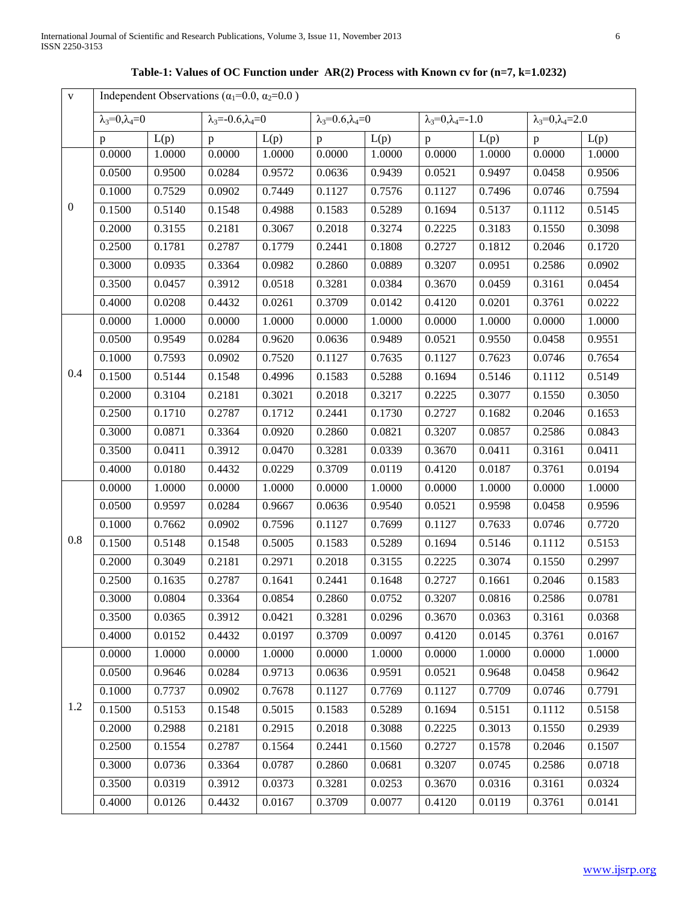**Table-1: Values of OC Function under AR(2) Process with Known cv for (n=7, k=1.0232)**

| v | Independent Observations ($\alpha_1$=0.0, $\alpha_2$=0.0 ) | | | | | | | | | |
|---|---|---|---|---|---|---|---|---|---|---|
| | $\lambda_3$=0,$\lambda_4$=0 | | $\lambda_3$=-0.6,$\lambda_4$=0 | | $\lambda_3$=0.6,$\lambda_4$=0 | | $\lambda_3$=0,$\lambda_4$=-1.0 | | $\lambda_3$=0,$\lambda_4$=2.0 | |
| | p | L(p) | p | L(p) | p | L(p) | p | L(p) | p | L(p) |
| 0 | 0.0000 | 1.0000 | 0.0000 | 1.0000 | 0.0000 | 1.0000 | 0.0000 | 1.0000 | 0.0000 | 1.0000 |
| | 0.0500 | 0.9500 | 0.0284 | 0.9572 | 0.0636 | 0.9439 | 0.0521 | 0.9497 | 0.0458 | 0.9506 |
| | 0.1000 | 0.7529 | 0.0902 | 0.7449 | 0.1127 | 0.7576 | 0.1127 | 0.7496 | 0.0746 | 0.7594 |
| | 0.1500 | 0.5140 | 0.1548 | 0.4988 | 0.1583 | 0.5289 | 0.1694 | 0.5137 | 0.1112 | 0.5145 |
| | 0.2000 | 0.3155 | 0.2181 | 0.3067 | 0.2018 | 0.3274 | 0.2225 | 0.3183 | 0.1550 | 0.3098 |
| | 0.2500 | 0.1781 | 0.2787 | 0.1779 | 0.2441 | 0.1808 | 0.2727 | 0.1812 | 0.2046 | 0.1720 |
| | 0.3000 | 0.0935 | 0.3364 | 0.0982 | 0.2860 | 0.0889 | 0.3207 | 0.0951 | 0.2586 | 0.0902 |
| | 0.3500 | 0.0457 | 0.3912 | 0.0518 | 0.3281 | 0.0384 | 0.3670 | 0.0459 | 0.3161 | 0.0454 |
| | 0.4000 | 0.0208 | 0.4432 | 0.0261 | 0.3709 | 0.0142 | 0.4120 | 0.0201 | 0.3761 | 0.0222 |
| 0.4 | 0.0000 | 1.0000 | 0.0000 | 1.0000 | 0.0000 | 1.0000 | 0.0000 | 1.0000 | 0.0000 | 1.0000 |
| | 0.0500 | 0.9549 | 0.0284 | 0.9620 | 0.0636 | 0.9489 | 0.0521 | 0.9550 | 0.0458 | 0.9551 |
| | 0.1000 | 0.7593 | 0.0902 | 0.7520 | 0.1127 | 0.7635 | 0.1127 | 0.7623 | 0.0746 | 0.7654 |
| | 0.1500 | 0.5144 | 0.1548 | 0.4996 | 0.1583 | 0.5288 | 0.1694 | 0.5146 | 0.1112 | 0.5149 |
| | 0.2000 | 0.3104 | 0.2181 | 0.3021 | 0.2018 | 0.3217 | 0.2225 | 0.3077 | 0.1550 | 0.3050 |
| | 0.2500 | 0.1710 | 0.2787 | 0.1712 | 0.2441 | 0.1730 | 0.2727 | 0.1682 | 0.2046 | 0.1653 |
| | 0.3000 | 0.0871 | 0.3364 | 0.0920 | 0.2860 | 0.0821 | 0.3207 | 0.0857 | 0.2586 | 0.0843 |
| | 0.3500 | 0.0411 | 0.3912 | 0.0470 | 0.3281 | 0.0339 | 0.3670 | 0.0411 | 0.3161 | 0.0411 |
| | 0.4000 | 0.0180 | 0.4432 | 0.0229 | 0.3709 | 0.0119 | 0.4120 | 0.0187 | 0.3761 | 0.0194 |
| 0.8 | 0.0000 | 1.0000 | 0.0000 | 1.0000 | 0.0000 | 1.0000 | 0.0000 | 1.0000 | 0.0000 | 1.0000 |
| | 0.0500 | 0.9597 | 0.0284 | 0.9667 | 0.0636 | 0.9540 | 0.0521 | 0.9598 | 0.0458 | 0.9596 |
| | 0.1000 | 0.7662 | 0.0902 | 0.7596 | 0.1127 | 0.7699 | 0.1127 | 0.7633 | 0.0746 | 0.7720 |
| | 0.1500 | 0.5148 | 0.1548 | 0.5005 | 0.1583 | 0.5289 | 0.1694 | 0.5146 | 0.1112 | 0.5153 |
| | 0.2000 | 0.3049 | 0.2181 | 0.2971 | 0.2018 | 0.3155 | 0.2225 | 0.3074 | 0.1550 | 0.2997 |
| | 0.2500 | 0.1635 | 0.2787 | 0.1641 | 0.2441 | 0.1648 | 0.2727 | 0.1661 | 0.2046 | 0.1583 |
| | 0.3000 | 0.0804 | 0.3364 | 0.0854 | 0.2860 | 0.0752 | 0.3207 | 0.0816 | 0.2586 | 0.0781 |
| | 0.3500 | 0.0365 | 0.3912 | 0.0421 | 0.3281 | 0.0296 | 0.3670 | 0.0363 | 0.3161 | 0.0368 |
| | 0.4000 | 0.0152 | 0.4432 | 0.0197 | 0.3709 | 0.0097 | 0.4120 | 0.0145 | 0.3761 | 0.0167 |
| 1.2 | 0.0000 | 1.0000 | 0.0000 | 1.0000 | 0.0000 | 1.0000 | 0.0000 | 1.0000 | 0.0000 | 1.0000 |
| | 0.0500 | 0.9646 | 0.0284 | 0.9713 | 0.0636 | 0.9591 | 0.0521 | 0.9648 | 0.0458 | 0.9642 |
| | 0.1000 | 0.7737 | 0.0902 | 0.7678 | 0.1127 | 0.7769 | 0.1127 | 0.7709 | 0.0746 | 0.7791 |
| | 0.1500 | 0.5153 | 0.1548 | 0.5015 | 0.1583 | 0.5289 | 0.1694 | 0.5151 | 0.1112 | 0.5158 |
| | 0.2000 | 0.2988 | 0.2181 | 0.2915 | 0.2018 | 0.3088 | 0.2225 | 0.3013 | 0.1550 | 0.2939 |
| | 0.2500 | 0.1554 | 0.2787 | 0.1564 | 0.2441 | 0.1560 | 0.2727 | 0.1578 | 0.2046 | 0.1507 |
| | 0.3000 | 0.0736 | 0.3364 | 0.0787 | 0.2860 | 0.0681 | 0.3207 | 0.0745 | 0.2586 | 0.0718 |
| | 0.3500 | 0.0319 | 0.3912 | 0.0373 | 0.3281 | 0.0253 | 0.3670 | 0.0316 | 0.3161 | 0.0324 |
| | 0.4000 | 0.0126 | 0.4432 | 0.0167 | 0.3709 | 0.0077 | 0.4120 | 0.0119 | 0.3761 | 0.0141 |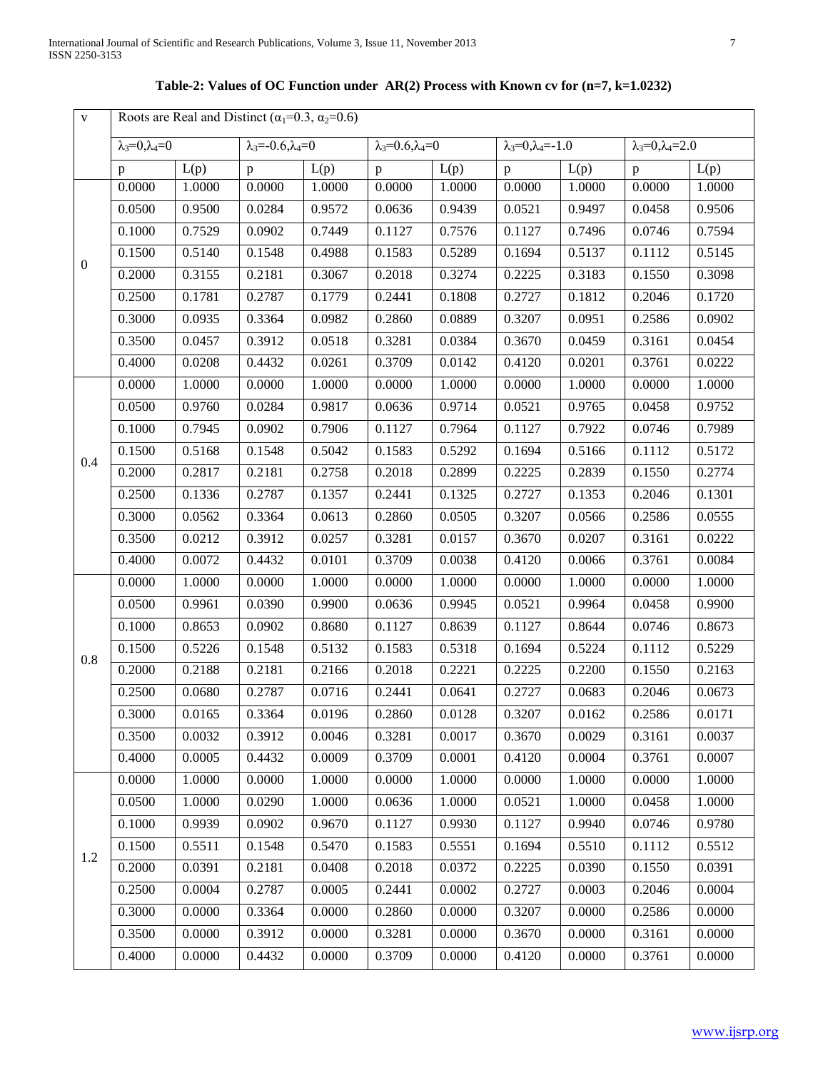**Table-2: Values of OC Function under AR(2) Process with Known cv for (n=7, k=1.0232)**

| v | Roots are Real and Distinct ($\alpha_1$=0.3, $\alpha_2$=0.6) | | | | | | | | | |
|---|---|---|---|---|---|---|---|---|---|---|
| | $\lambda_3$=0,$\lambda_4$=0 | | $\lambda_3$=-0.6,$\lambda_4$=0 | | $\lambda_3$=0.6,$\lambda_4$=0 | | $\lambda_3$=0,$\lambda_4$=-1.0 | | $\lambda_3$=0,$\lambda_4$=2.0 | |
| | p | L(p) | p | L(p) | p | L(p) | p | L(p) | p | L(p) |
| 0 | 0.0000 | 1.0000 | 0.0000 | 1.0000 | 0.0000 | 1.0000 | 0.0000 | 1.0000 | 0.0000 | 1.0000 |
| | 0.0500 | 0.9500 | 0.0284 | 0.9572 | 0.0636 | 0.9439 | 0.0521 | 0.9497 | 0.0458 | 0.9506 |
| | 0.1000 | 0.7529 | 0.0902 | 0.7449 | 0.1127 | 0.7576 | 0.1127 | 0.7496 | 0.0746 | 0.7594 |
| | 0.1500 | 0.5140 | 0.1548 | 0.4988 | 0.1583 | 0.5289 | 0.1694 | 0.5137 | 0.1112 | 0.5145 |
| | 0.2000 | 0.3155 | 0.2181 | 0.3067 | 0.2018 | 0.3274 | 0.2225 | 0.3183 | 0.1550 | 0.3098 |
| | 0.2500 | 0.1781 | 0.2787 | 0.1779 | 0.2441 | 0.1808 | 0.2727 | 0.1812 | 0.2046 | 0.1720 |
| | 0.3000 | 0.0935 | 0.3364 | 0.0982 | 0.2860 | 0.0889 | 0.3207 | 0.0951 | 0.2586 | 0.0902 |
| | 0.3500 | 0.0457 | 0.3912 | 0.0518 | 0.3281 | 0.0384 | 0.3670 | 0.0459 | 0.3161 | 0.0454 |
| | 0.4000 | 0.0208 | 0.4432 | 0.0261 | 0.3709 | 0.0142 | 0.4120 | 0.0201 | 0.3761 | 0.0222 |
| 0.4 | 0.0000 | 1.0000 | 0.0000 | 1.0000 | 0.0000 | 1.0000 | 0.0000 | 1.0000 | 0.0000 | 1.0000 |
| | 0.0500 | 0.9760 | 0.0284 | 0.9817 | 0.0636 | 0.9714 | 0.0521 | 0.9765 | 0.0458 | 0.9752 |
| | 0.1000 | 0.7945 | 0.0902 | 0.7906 | 0.1127 | 0.7964 | 0.1127 | 0.7922 | 0.0746 | 0.7989 |
| | 0.1500 | 0.5168 | 0.1548 | 0.5042 | 0.1583 | 0.5292 | 0.1694 | 0.5166 | 0.1112 | 0.5172 |
| | 0.2000 | 0.2817 | 0.2181 | 0.2758 | 0.2018 | 0.2899 | 0.2225 | 0.2839 | 0.1550 | 0.2774 |
| | 0.2500 | 0.1336 | 0.2787 | 0.1357 | 0.2441 | 0.1325 | 0.2727 | 0.1353 | 0.2046 | 0.1301 |
| | 0.3000 | 0.0562 | 0.3364 | 0.0613 | 0.2860 | 0.0505 | 0.3207 | 0.0566 | 0.2586 | 0.0555 |
| | 0.3500 | 0.0212 | 0.3912 | 0.0257 | 0.3281 | 0.0157 | 0.3670 | 0.0207 | 0.3161 | 0.0222 |
| | 0.4000 | 0.0072 | 0.4432 | 0.0101 | 0.3709 | 0.0038 | 0.4120 | 0.0066 | 0.3761 | 0.0084 |
| 0.8 | 0.0000 | 1.0000 | 0.0000 | 1.0000 | 0.0000 | 1.0000 | 0.0000 | 1.0000 | 0.0000 | 1.0000 |
| | 0.0500 | 0.9961 | 0.0390 | 0.9900 | 0.0636 | 0.9945 | 0.0521 | 0.9964 | 0.0458 | 0.9900 |
| | 0.1000 | 0.8653 | 0.0902 | 0.8680 | 0.1127 | 0.8639 | 0.1127 | 0.8644 | 0.0746 | 0.8673 |
| | 0.1500 | 0.5226 | 0.1548 | 0.5132 | 0.1583 | 0.5318 | 0.1694 | 0.5224 | 0.1112 | 0.5229 |
| | 0.2000 | 0.2188 | 0.2181 | 0.2166 | 0.2018 | 0.2221 | 0.2225 | 0.2200 | 0.1550 | 0.2163 |
| | 0.2500 | 0.0680 | 0.2787 | 0.0716 | 0.2441 | 0.0641 | 0.2727 | 0.0683 | 0.2046 | 0.0673 |
| | 0.3000 | 0.0165 | 0.3364 | 0.0196 | 0.2860 | 0.0128 | 0.3207 | 0.0162 | 0.2586 | 0.0171 |
| | 0.3500 | 0.0032 | 0.3912 | 0.0046 | 0.3281 | 0.0017 | 0.3670 | 0.0029 | 0.3161 | 0.0037 |
| | 0.4000 | 0.0005 | 0.4432 | 0.0009 | 0.3709 | 0.0001 | 0.4120 | 0.0004 | 0.3761 | 0.0007 |
| 1.2 | 0.0000 | 1.0000 | 0.0000 | 1.0000 | 0.0000 | 1.0000 | 0.0000 | 1.0000 | 0.0000 | 1.0000 |
| | 0.0500 | 1.0000 | 0.0290 | 1.0000 | 0.0636 | 1.0000 | 0.0521 | 1.0000 | 0.0458 | 1.0000 |
| | 0.1000 | 0.9939 | 0.0902 | 0.9670 | 0.1127 | 0.9930 | 0.1127 | 0.9940 | 0.0746 | 0.9780 |
| | 0.1500 | 0.5511 | 0.1548 | 0.5470 | 0.1583 | 0.5551 | 0.1694 | 0.5510 | 0.1112 | 0.5512 |
| | 0.2000 | 0.0391 | 0.2181 | 0.0408 | 0.2018 | 0.0372 | 0.2225 | 0.0390 | 0.1550 | 0.0391 |
| | 0.2500 | 0.0004 | 0.2787 | 0.0005 | 0.2441 | 0.0002 | 0.2727 | 0.0003 | 0.2046 | 0.0004 |
| | 0.3000 | 0.0000 | 0.3364 | 0.0000 | 0.2860 | 0.0000 | 0.3207 | 0.0000 | 0.2586 | 0.0000 |
| | 0.3500 | 0.0000 | 0.3912 | 0.0000 | 0.3281 | 0.0000 | 0.3670 | 0.0000 | 0.3161 | 0.0000 |
| | 0.4000 | 0.0000 | 0.4432 | 0.0000 | 0.3709 | 0.0000 | 0.4120 | 0.0000 | 0.3761 | 0.0000 |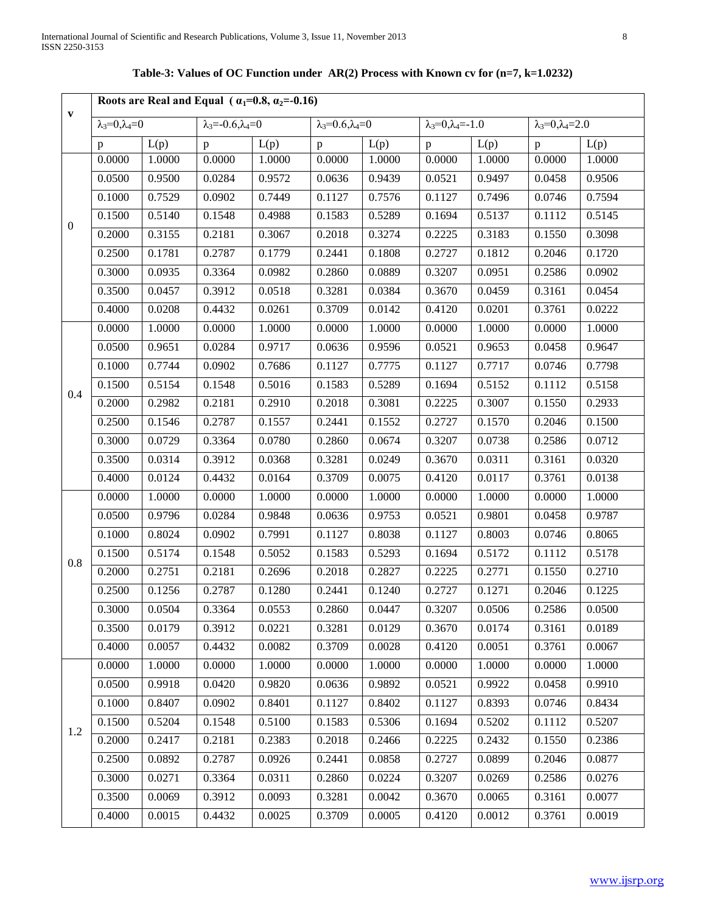**Table-3: Values of OC Function under AR(2) Process with Known cv for (n=7, k=1.0232)**

| v | Roots are Real and Equal ( $\alpha_1$=0.8, $\alpha_2$=-0.16) | | | | | | | | | |
|---|---|---|---|---|---|---|---|---|---|---|
| | $\lambda_3$=0,$\lambda_4$=0 | | $\lambda_3$=-0.6,$\lambda_4$=0 | | $\lambda_3$=0.6,$\lambda_4$=0 | | $\lambda_3$=0,$\lambda_4$=-1.0 | | $\lambda_3$=0,$\lambda_4$=2.0 | |
| | p | L(p) | p | L(p) | p | L(p) | p | L(p) | p | L(p) |
| 0 | 0.0000 | 1.0000 | 0.0000 | 1.0000 | 0.0000 | 1.0000 | 0.0000 | 1.0000 | 0.0000 | 1.0000 |
| | 0.0500 | 0.9500 | 0.0284 | 0.9572 | 0.0636 | 0.9439 | 0.0521 | 0.9497 | 0.0458 | 0.9506 |
| | 0.1000 | 0.7529 | 0.0902 | 0.7449 | 0.1127 | 0.7576 | 0.1127 | 0.7496 | 0.0746 | 0.7594 |
| | 0.1500 | 0.5140 | 0.1548 | 0.4988 | 0.1583 | 0.5289 | 0.1694 | 0.5137 | 0.1112 | 0.5145 |
| | 0.2000 | 0.3155 | 0.2181 | 0.3067 | 0.2018 | 0.3274 | 0.2225 | 0.3183 | 0.1550 | 0.3098 |
| | 0.2500 | 0.1781 | 0.2787 | 0.1779 | 0.2441 | 0.1808 | 0.2727 | 0.1812 | 0.2046 | 0.1720 |
| | 0.3000 | 0.0935 | 0.3364 | 0.0982 | 0.2860 | 0.0889 | 0.3207 | 0.0951 | 0.2586 | 0.0902 |
| | 0.3500 | 0.0457 | 0.3912 | 0.0518 | 0.3281 | 0.0384 | 0.3670 | 0.0459 | 0.3161 | 0.0454 |
| | 0.4000 | 0.0208 | 0.4432 | 0.0261 | 0.3709 | 0.0142 | 0.4120 | 0.0201 | 0.3761 | 0.0222 |
| 0.4 | 0.0000 | 1.0000 | 0.0000 | 1.0000 | 0.0000 | 1.0000 | 0.0000 | 1.0000 | 0.0000 | 1.0000 |
| | 0.0500 | 0.9651 | 0.0284 | 0.9717 | 0.0636 | 0.9596 | 0.0521 | 0.9653 | 0.0458 | 0.9647 |
| | 0.1000 | 0.7744 | 0.0902 | 0.7686 | 0.1127 | 0.7775 | 0.1127 | 0.7717 | 0.0746 | 0.7798 |
| | 0.1500 | 0.5154 | 0.1548 | 0.5016 | 0.1583 | 0.5289 | 0.1694 | 0.5152 | 0.1112 | 0.5158 |
| | 0.2000 | 0.2982 | 0.2181 | 0.2910 | 0.2018 | 0.3081 | 0.2225 | 0.3007 | 0.1550 | 0.2933 |
| | 0.2500 | 0.1546 | 0.2787 | 0.1557 | 0.2441 | 0.1552 | 0.2727 | 0.1570 | 0.2046 | 0.1500 |
| | 0.3000 | 0.0729 | 0.3364 | 0.0780 | 0.2860 | 0.0674 | 0.3207 | 0.0738 | 0.2586 | 0.0712 |
| | 0.3500 | 0.0314 | 0.3912 | 0.0368 | 0.3281 | 0.0249 | 0.3670 | 0.0311 | 0.3161 | 0.0320 |
| | 0.4000 | 0.0124 | 0.4432 | 0.0164 | 0.3709 | 0.0075 | 0.4120 | 0.0117 | 0.3761 | 0.0138 |
| 0.8 | 0.0000 | 1.0000 | 0.0000 | 1.0000 | 0.0000 | 1.0000 | 0.0000 | 1.0000 | 0.0000 | 1.0000 |
| | 0.0500 | 0.9796 | 0.0284 | 0.9848 | 0.0636 | 0.9753 | 0.0521 | 0.9801 | 0.0458 | 0.9787 |
| | 0.1000 | 0.8024 | 0.0902 | 0.7991 | 0.1127 | 0.8038 | 0.1127 | 0.8003 | 0.0746 | 0.8065 |
| | 0.1500 | 0.5174 | 0.1548 | 0.5052 | 0.1583 | 0.5293 | 0.1694 | 0.5172 | 0.1112 | 0.5178 |
| | 0.2000 | 0.2751 | 0.2181 | 0.2696 | 0.2018 | 0.2827 | 0.2225 | 0.2771 | 0.1550 | 0.2710 |
| | 0.2500 | 0.1256 | 0.2787 | 0.1280 | 0.2441 | 0.1240 | 0.2727 | 0.1271 | 0.2046 | 0.1225 |
| | 0.3000 | 0.0504 | 0.3364 | 0.0553 | 0.2860 | 0.0447 | 0.3207 | 0.0506 | 0.2586 | 0.0500 |
| | 0.3500 | 0.0179 | 0.3912 | 0.0221 | 0.3281 | 0.0129 | 0.3670 | 0.0174 | 0.3161 | 0.0189 |
| | 0.4000 | 0.0057 | 0.4432 | 0.0082 | 0.3709 | 0.0028 | 0.4120 | 0.0051 | 0.3761 | 0.0067 |
| 1.2 | 0.0000 | 1.0000 | 0.0000 | 1.0000 | 0.0000 | 1.0000 | 0.0000 | 1.0000 | 0.0000 | 1.0000 |
| | 0.0500 | 0.9918 | 0.0420 | 0.9820 | 0.0636 | 0.9892 | 0.0521 | 0.9922 | 0.0458 | 0.9910 |
| | 0.1000 | 0.8407 | 0.0902 | 0.8401 | 0.1127 | 0.8402 | 0.1127 | 0.8393 | 0.0746 | 0.8434 |
| | 0.1500 | 0.5204 | 0.1548 | 0.5100 | 0.1583 | 0.5306 | 0.1694 | 0.5202 | 0.1112 | 0.5207 |
| | 0.2000 | 0.2417 | 0.2181 | 0.2383 | 0.2018 | 0.2466 | 0.2225 | 0.2432 | 0.1550 | 0.2386 |
| | 0.2500 | 0.0892 | 0.2787 | 0.0926 | 0.2441 | 0.0858 | 0.2727 | 0.0899 | 0.2046 | 0.0877 |
| | 0.3000 | 0.0271 | 0.3364 | 0.0311 | 0.2860 | 0.0224 | 0.3207 | 0.0269 | 0.2586 | 0.0276 |
| | 0.3500 | 0.0069 | 0.3912 | 0.0093 | 0.3281 | 0.0042 | 0.3670 | 0.0065 | 0.3161 | 0.0077 |
| | 0.4000 | 0.0015 | 0.4432 | 0.0025 | 0.3709 | 0.0005 | 0.4120 | 0.0012 | 0.3761 | 0.0019 |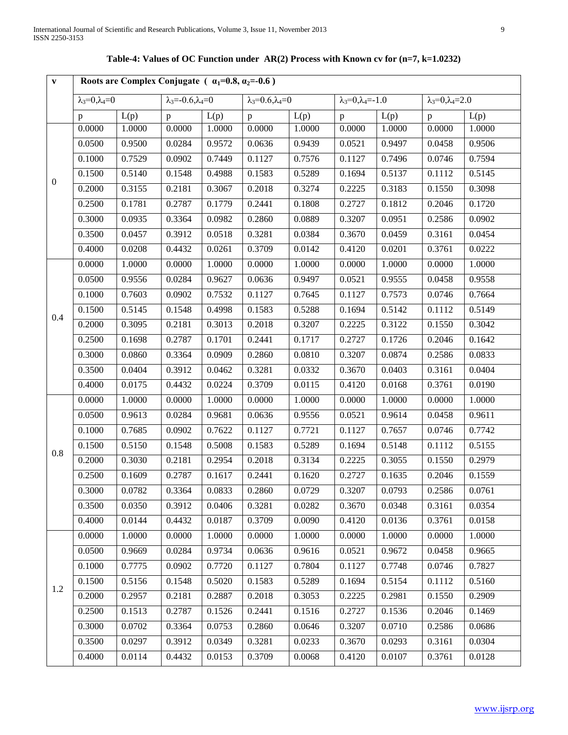**Table-4: Values of OC Function under AR(2) Process with Known cv for (n=7, k=1.0232)**

| v | Roots are Complex Conjugate ( $\alpha_1$=0.8, $\alpha_2$=-0.6 ) | | | | | | | | | |
|---|---|---|---|---|---|---|---|---|---|---|
| | $\lambda_3$=0,$\lambda_4$=0 | | $\lambda_3$=-0.6,$\lambda_4$=0 | | $\lambda_3$=0.6,$\lambda_4$=0 | | $\lambda_3$=0,$\lambda_4$=-1.0 | | $\lambda_3$=0,$\lambda_4$=2.0 | |
| | p | L(p) | p | L(p) | p | L(p) | p | L(p) | p | L(p) |
| 0 | 0.0000 | 1.0000 | 0.0000 | 1.0000 | 0.0000 | 1.0000 | 0.0000 | 1.0000 | 0.0000 | 1.0000 |
| | 0.0500 | 0.9500 | 0.0284 | 0.9572 | 0.0636 | 0.9439 | 0.0521 | 0.9497 | 0.0458 | 0.9506 |
| | 0.1000 | 0.7529 | 0.0902 | 0.7449 | 0.1127 | 0.7576 | 0.1127 | 0.7496 | 0.0746 | 0.7594 |
| | 0.1500 | 0.5140 | 0.1548 | 0.4988 | 0.1583 | 0.5289 | 0.1694 | 0.5137 | 0.1112 | 0.5145 |
| | 0.2000 | 0.3155 | 0.2181 | 0.3067 | 0.2018 | 0.3274 | 0.2225 | 0.3183 | 0.1550 | 0.3098 |
| | 0.2500 | 0.1781 | 0.2787 | 0.1779 | 0.2441 | 0.1808 | 0.2727 | 0.1812 | 0.2046 | 0.1720 |
| | 0.3000 | 0.0935 | 0.3364 | 0.0982 | 0.2860 | 0.0889 | 0.3207 | 0.0951 | 0.2586 | 0.0902 |
| | 0.3500 | 0.0457 | 0.3912 | 0.0518 | 0.3281 | 0.0384 | 0.3670 | 0.0459 | 0.3161 | 0.0454 |
| | 0.4000 | 0.0208 | 0.4432 | 0.0261 | 0.3709 | 0.0142 | 0.4120 | 0.0201 | 0.3761 | 0.0222 |
| 0.4 | 0.0000 | 1.0000 | 0.0000 | 1.0000 | 0.0000 | 1.0000 | 0.0000 | 1.0000 | 0.0000 | 1.0000 |
| | 0.0500 | 0.9556 | 0.0284 | 0.9627 | 0.0636 | 0.9497 | 0.0521 | 0.9555 | 0.0458 | 0.9558 |
| | 0.1000 | 0.7603 | 0.0902 | 0.7532 | 0.1127 | 0.7645 | 0.1127 | 0.7573 | 0.0746 | 0.7664 |
| | 0.1500 | 0.5145 | 0.1548 | 0.4998 | 0.1583 | 0.5288 | 0.1694 | 0.5142 | 0.1112 | 0.5149 |
| | 0.2000 | 0.3095 | 0.2181 | 0.3013 | 0.2018 | 0.3207 | 0.2225 | 0.3122 | 0.1550 | 0.3042 |
| | 0.2500 | 0.1698 | 0.2787 | 0.1701 | 0.2441 | 0.1717 | 0.2727 | 0.1726 | 0.2046 | 0.1642 |
| | 0.3000 | 0.0860 | 0.3364 | 0.0909 | 0.2860 | 0.0810 | 0.3207 | 0.0874 | 0.2586 | 0.0833 |
| | 0.3500 | 0.0404 | 0.3912 | 0.0462 | 0.3281 | 0.0332 | 0.3670 | 0.0403 | 0.3161 | 0.0404 |
| | 0.4000 | 0.0175 | 0.4432 | 0.0224 | 0.3709 | 0.0115 | 0.4120 | 0.0168 | 0.3761 | 0.0190 |
| 0.8 | 0.0000 | 1.0000 | 0.0000 | 1.0000 | 0.0000 | 1.0000 | 0.0000 | 1.0000 | 0.0000 | 1.0000 |
| | 0.0500 | 0.9613 | 0.0284 | 0.9681 | 0.0636 | 0.9556 | 0.0521 | 0.9614 | 0.0458 | 0.9611 |
| | 0.1000 | 0.7685 | 0.0902 | 0.7622 | 0.1127 | 0.7721 | 0.1127 | 0.7657 | 0.0746 | 0.7742 |
| | 0.1500 | 0.5150 | 0.1548 | 0.5008 | 0.1583 | 0.5289 | 0.1694 | 0.5148 | 0.1112 | 0.5155 |
| | 0.2000 | 0.3030 | 0.2181 | 0.2954 | 0.2018 | 0.3134 | 0.2225 | 0.3055 | 0.1550 | 0.2979 |
| | 0.2500 | 0.1609 | 0.2787 | 0.1617 | 0.2441 | 0.1620 | 0.2727 | 0.1635 | 0.2046 | 0.1559 |
| | 0.3000 | 0.0782 | 0.3364 | 0.0833 | 0.2860 | 0.0729 | 0.3207 | 0.0793 | 0.2586 | 0.0761 |
| | 0.3500 | 0.0350 | 0.3912 | 0.0406 | 0.3281 | 0.0282 | 0.3670 | 0.0348 | 0.3161 | 0.0354 |
| | 0.4000 | 0.0144 | 0.4432 | 0.0187 | 0.3709 | 0.0090 | 0.4120 | 0.0136 | 0.3761 | 0.0158 |
| 1.2 | 0.0000 | 1.0000 | 0.0000 | 1.0000 | 0.0000 | 1.0000 | 0.0000 | 1.0000 | 0.0000 | 1.0000 |
| | 0.0500 | 0.9669 | 0.0284 | 0.9734 | 0.0636 | 0.9616 | 0.0521 | 0.9672 | 0.0458 | 0.9665 |
| | 0.1000 | 0.7775 | 0.0902 | 0.7720 | 0.1127 | 0.7804 | 0.1127 | 0.7748 | 0.0746 | 0.7827 |
| | 0.1500 | 0.5156 | 0.1548 | 0.5020 | 0.1583 | 0.5289 | 0.1694 | 0.5154 | 0.1112 | 0.5160 |
| | 0.2000 | 0.2957 | 0.2181 | 0.2887 | 0.2018 | 0.3053 | 0.2225 | 0.2981 | 0.1550 | 0.2909 |
| | 0.2500 | 0.1513 | 0.2787 | 0.1526 | 0.2441 | 0.1516 | 0.2727 | 0.1536 | 0.2046 | 0.1469 |
| | 0.3000 | 0.0702 | 0.3364 | 0.0753 | 0.2860 | 0.0646 | 0.3207 | 0.0710 | 0.2586 | 0.0686 |
| | 0.3500 | 0.0297 | 0.3912 | 0.0349 | 0.3281 | 0.0233 | 0.3670 | 0.0293 | 0.3161 | 0.0304 |
| | 0.4000 | 0.0114 | 0.4432 | 0.0153 | 0.3709 | 0.0068 | 0.4120 | 0.0107 | 0.3761 | 0.0128 |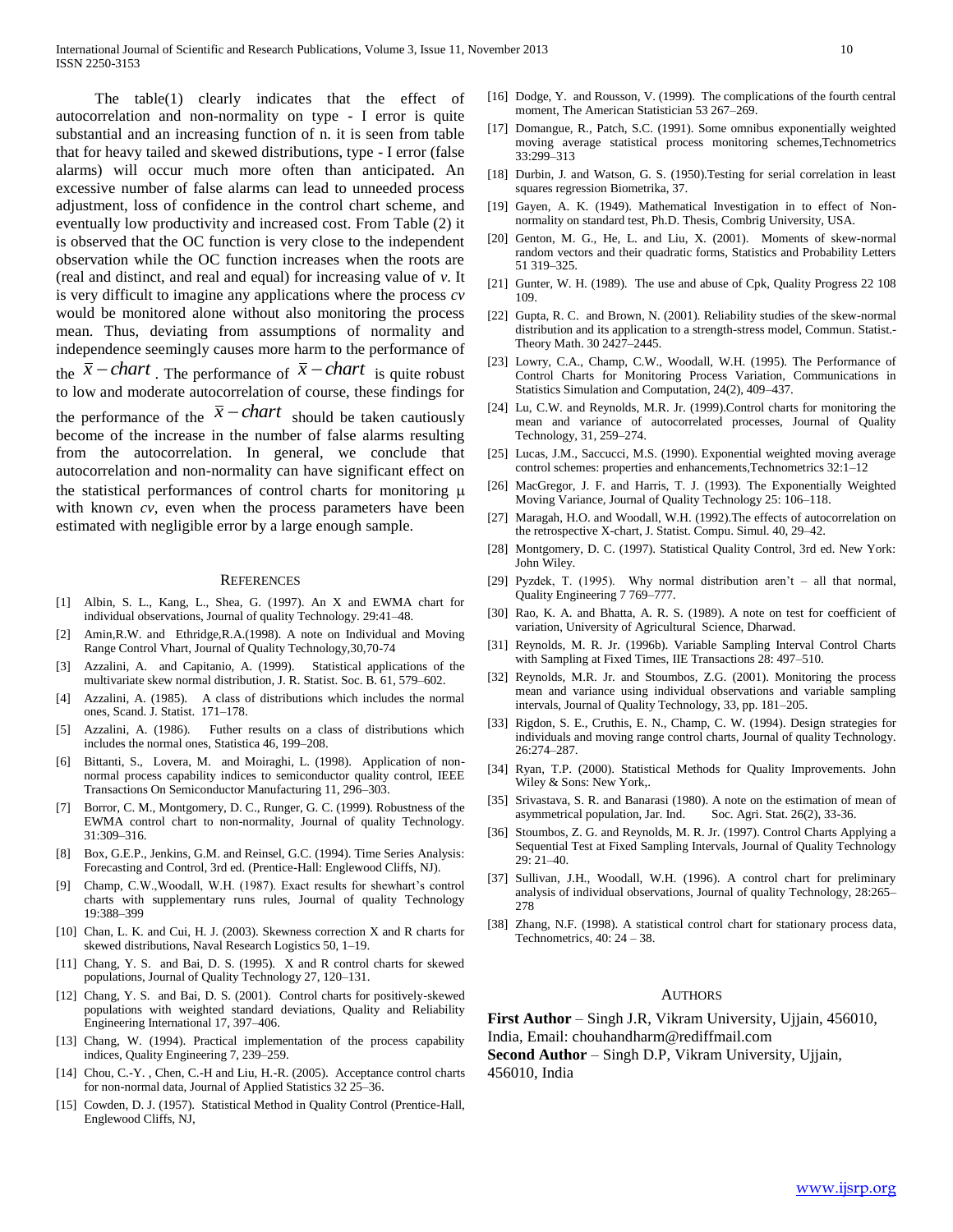The table(1) clearly indicates that the effect of autocorrelation and non-normality on type - I error is quite substantial and an increasing function of n. it is seen from table that for heavy tailed and skewed distributions, type - I error (false alarms) will occur much more often than anticipated. An excessive number of false alarms can lead to unneeded process adjustment, loss of confidence in the control chart scheme, and eventually low productivity and increased cost. From Table (2) it is observed that the OC function is very close to the independent observation while the OC function increases when the roots are (real and distinct, and real and equal) for increasing value of *v*. It is very difficult to imagine any applications where the process *cv* would be monitored alone without also monitoring the process mean. Thus, deviating from assumptions of normality and independence seemingly causes more harm to the performance of the $\bar{x} - chart$. The performance of $\bar{x} - chart$ is quite robust to low and moderate autocorrelation of course, these findings for the performance of the $\bar{x} - chart$ should be taken cautiously become of the increase in the number of false alarms resulting from the autocorrelation. In general, we conclude that autocorrelation and non-normality can have significant effect on the statistical performances of control charts for monitoring $\mu$ with known *cv*, even when the process parameters have been estimated with negligible error by a large enough sample.

## References

[1] Albin, S. L., Kang, L., Shea, G. (1997). An X and EWMA chart for individual observations, Journal of quality Technology. 29:41–48.

[2] Amin,R.W. and Ethridge,R.A.(1998). A note on Individual and Moving Range Control Vhart, Journal of Quality Technology,30,70-74

[3] Azzalini, A. and Capitanio, A. (1999). Statistical applications of the multivariate skew normal distribution, J. R. Statist. Soc. B. 61, 579–602.

[4] Azzalini, A. (1985). A class of distributions which includes the normal ones, Scand. J. Statist. 171–178.

[5] Azzalini, A. (1986). Futher results on a class of distributions which includes the normal ones, Statistica 46, 199–208.

[6] Bittanti, S., Lovera, M. and Moiraghi, L. (1998). Application of non-normal process capability indices to semiconductor quality control, IEEE Transactions On Semiconductor Manufacturing 11, 296–303.

[7] Borror, C. M., Montgomery, D. C., Runger, G. C. (1999). Robustness of the EWMA control chart to non-normality, Journal of quality Technology. 31:309–316.

[8] Box, G.E.P., Jenkins, G.M. and Reinsel, G.C. (1994). Time Series Analysis: Forecasting and Control, 3rd ed. (Prentice-Hall: Englewood Cliffs, NJ).

[9] Champ, C.W.,Woodall, W.H. (1987). Exact results for shewhart's control charts with supplementary runs rules, Journal of quality Technology 19:388–399

[10] Chan, L. K. and Cui, H. J. (2003). Skewness correction X and R charts for skewed distributions, Naval Research Logistics 50, 1–19.

[11] Chang, Y. S. and Bai, D. S. (1995). X and R control charts for skewed populations, Journal of Quality Technology 27, 120–131.

[12] Chang, Y. S. and Bai, D. S. (2001). Control charts for positively-skewed populations with weighted standard deviations, Quality and Reliability Engineering International 17, 397–406.

[13] Chang, W. (1994). Practical implementation of the process capability indices, Quality Engineering 7, 239–259.

[14] Chou, C.-Y. , Chen, C.-H and Liu, H.-R. (2005). Acceptance control charts for non-normal data, Journal of Applied Statistics 32 25–36.

[15] Cowden, D. J. (1957). Statistical Method in Quality Control (Prentice-Hall, Englewood Cliffs, NJ,

[16] Dodge, Y. and Rousson, V. (1999). The complications of the fourth central moment, The American Statistician 53 267–269.

[17] Domangue, R., Patch, S.C. (1991). Some omnibus exponentially weighted moving average statistical process monitoring schemes,Technometrics 33:299–313

[18] Durbin, J. and Watson, G. S. (1950).Testing for serial correlation in least squares regression Biometrika, 37.

[19] Gayen, A. K. (1949). Mathematical Investigation in to effect of Non-normality on standard test, Ph.D. Thesis, Combrig University, USA.

[20] Genton, M. G., He, L. and Liu, X. (2001). Moments of skew-normal random vectors and their quadratic forms, Statistics and Probability Letters 51 319–325.

[21] Gunter, W. H. (1989). The use and abuse of Cpk, Quality Progress 22 108 109.

[22] Gupta, R. C. and Brown, N. (2001). Reliability studies of the skew-normal distribution and its application to a strength-stress model, Commun. Statist.-Theory Math. 30 2427–2445.

[23] Lowry, C.A., Champ, C.W., Woodall, W.H. (1995). The Performance of Control Charts for Monitoring Process Variation, Communications in Statistics Simulation and Computation, 24(2), 409–437.

[24] Lu, C.W. and Reynolds, M.R. Jr. (1999).Control charts for monitoring the mean and variance of autocorrelated processes, Journal of Quality Technology, 31, 259–274.

[25] Lucas, J.M., Saccucci, M.S. (1990). Exponential weighted moving average control schemes: properties and enhancements,Technometrics 32:1–12

[26] MacGregor, J. F. and Harris, T. J. (1993). The Exponentially Weighted Moving Variance, Journal of Quality Technology 25: 106–118.

[27] Maragah, H.O. and Woodall, W.H. (1992).The effects of autocorrelation on the retrospective X-chart, J. Statist. Compu. Simul. 40, 29–42.

[28] Montgomery, D. C. (1997). Statistical Quality Control, 3rd ed. New York: John Wiley.

[29] Pyzdek, T. (1995). Why normal distribution aren't – all that normal, Quality Engineering 7 769–777.

[30] Rao, K. A. and Bhatta, A. R. S. (1989). A note on test for coefficient of variation, University of Agricultural Science, Dharwad.

[31] Reynolds, M. R. Jr. (1996b). Variable Sampling Interval Control Charts with Sampling at Fixed Times, IIE Transactions 28: 497–510.

[32] Reynolds, M.R. Jr. and Stoumbos, Z.G. (2001). Monitoring the process mean and variance using individual observations and variable sampling intervals, Journal of Quality Technology, 33, pp. 181–205.

[33] Rigdon, S. E., Cruthis, E. N., Champ, C. W. (1994). Design strategies for individuals and moving range control charts, Journal of quality Technology. 26:274–287.

[34] Ryan, T.P. (2000). Statistical Methods for Quality Improvements. John Wiley & Sons: New York,.

[35] Srivastava, S. R. and Banarasi (1980). A note on the estimation of mean of asymmetrical population, Jar. Ind. Soc. Agri. Stat. 26(2), 33-36.

[36] Stoumbos, Z. G. and Reynolds, M. R. Jr. (1997). Control Charts Applying a Sequential Test at Fixed Sampling Intervals, Journal of Quality Technology 29: 21–40.

[37] Sullivan, J.H., Woodall, W.H. (1996). A control chart for preliminary analysis of individual observations, Journal of quality Technology, 28:265–278

[38] Zhang, N.F. (1998). A statistical control chart for stationary process data, Technometrics, 40: 24 – 38.

## Authors

**First Author** – Singh J.R, Vikram University, Ujjain, 456010, India, Email: chouhandharm@rediffmail.com

**Second Author** – Singh D.P, Vikram University, Ujjain, 456010, India